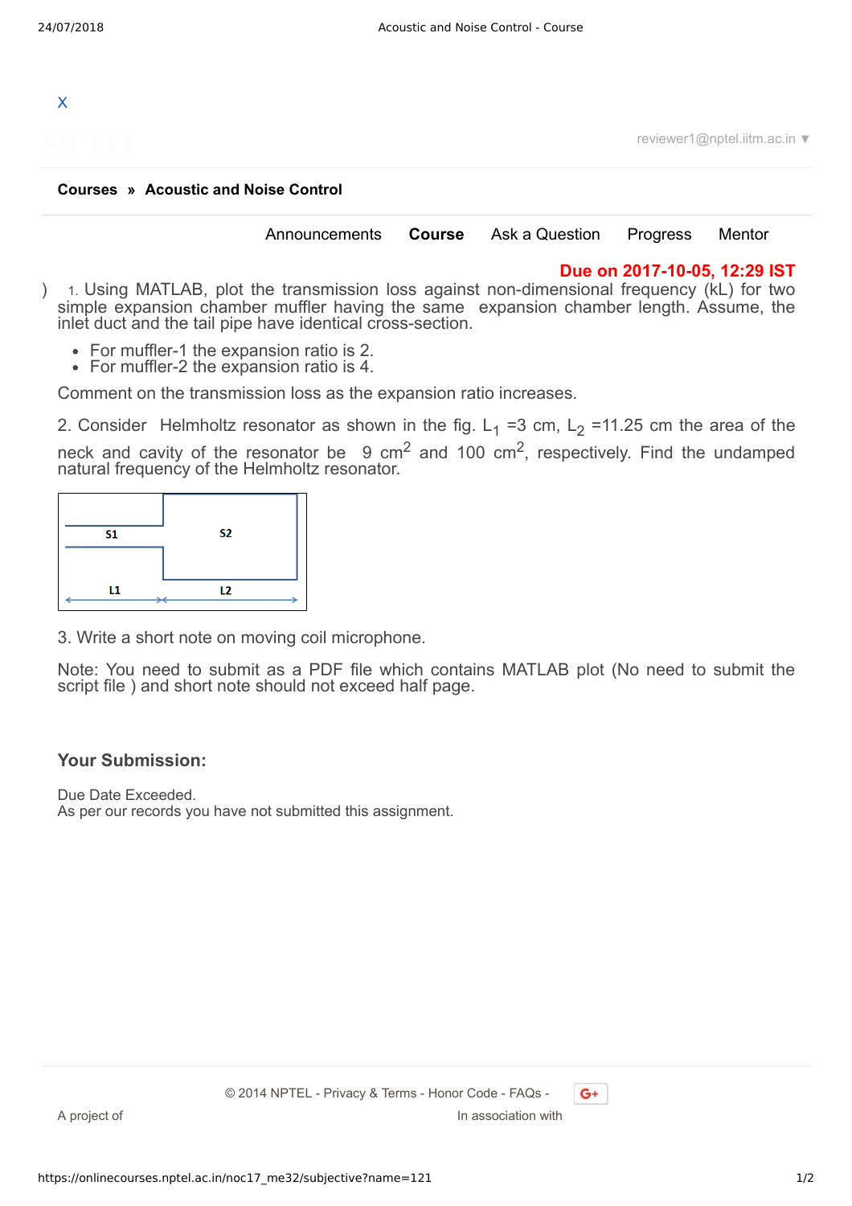**Courses » Acoustic and Noise Control**

Announcements **Course** Ask a Question Progress Mentor

**Due on 2017-10-05, 12:29 IST**

1. Using MATLAB, plot the transmission loss against non-dimensional frequency (kL) for two simple expansion chamber muffler having the same expansion chamber length. Assume, the inlet duct and the tail pipe have identical cross-section.

- For muffler-1 the expansion ratio is 2.
- For muffler-2 the expansion ratio is 4.

Comment on the transmission loss as the expansion ratio increases.

2. Consider Helmholtz resonator as shown in the fig. $L_1$ =3 cm, $L_2$ =11.25 cm the area of the neck and cavity of the resonator be 9 $cm^2$ and 100 $cm^2$, respectively. Find the undamped natural frequency of the Helmholtz resonator.

S1 S2

L1 L2

3. Write a short note on moving coil microphone.

Note: You need to submit as a PDF file which contains MATLAB plot (No need to submit the script file ) and short note should not exceed half page.

### Your Submission:

Due Date Exceeded.
As per our records you have not submitted this assignment.

© 2014 NPTEL - Privacy & Terms - Honor Code - FAQs -

A project of

In association with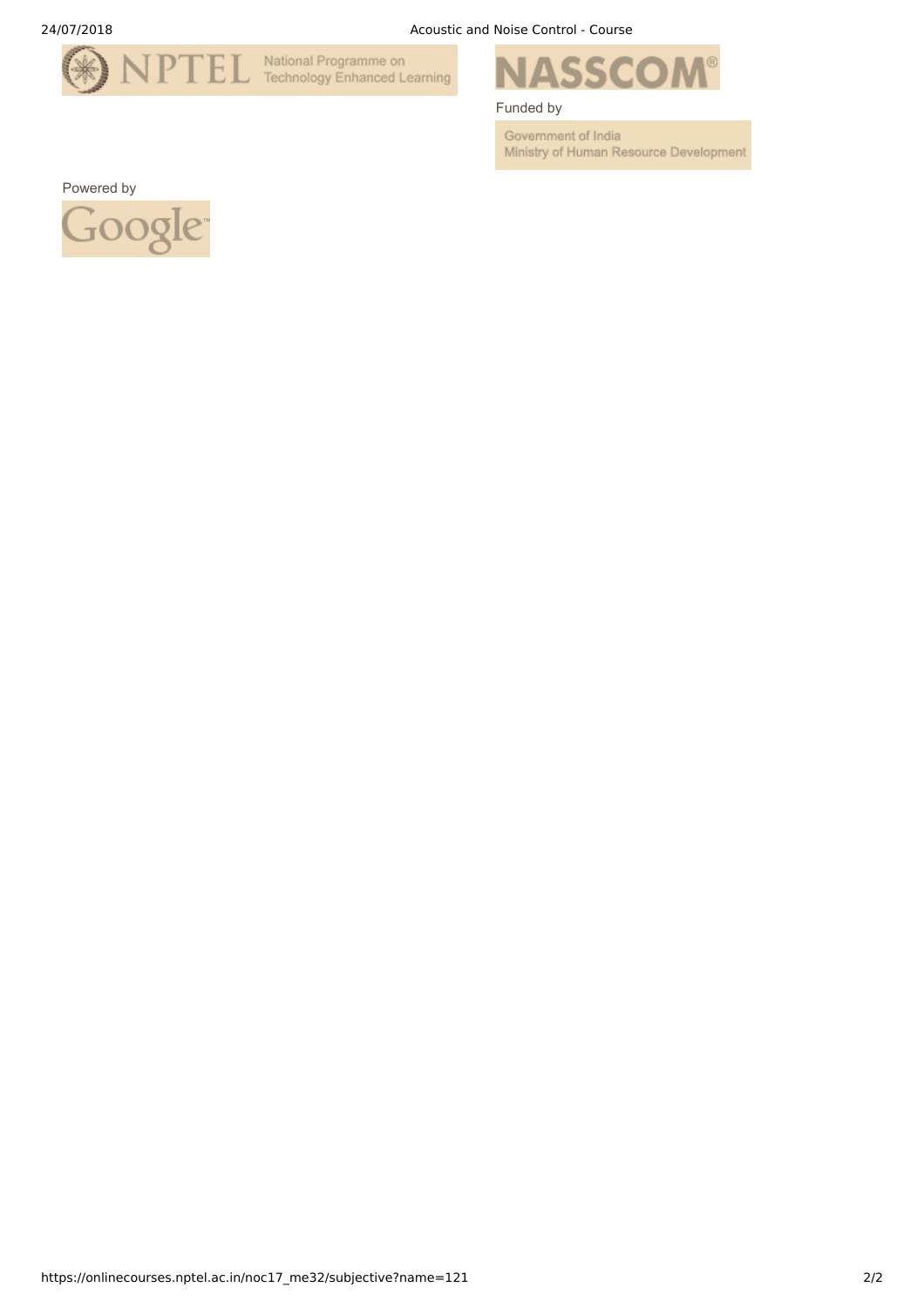NPTEL National Programme on Technology Enhanced Learning

NASSCOM®

Funded by

Government of India
Ministry of Human Resource Development

Powered by

Google